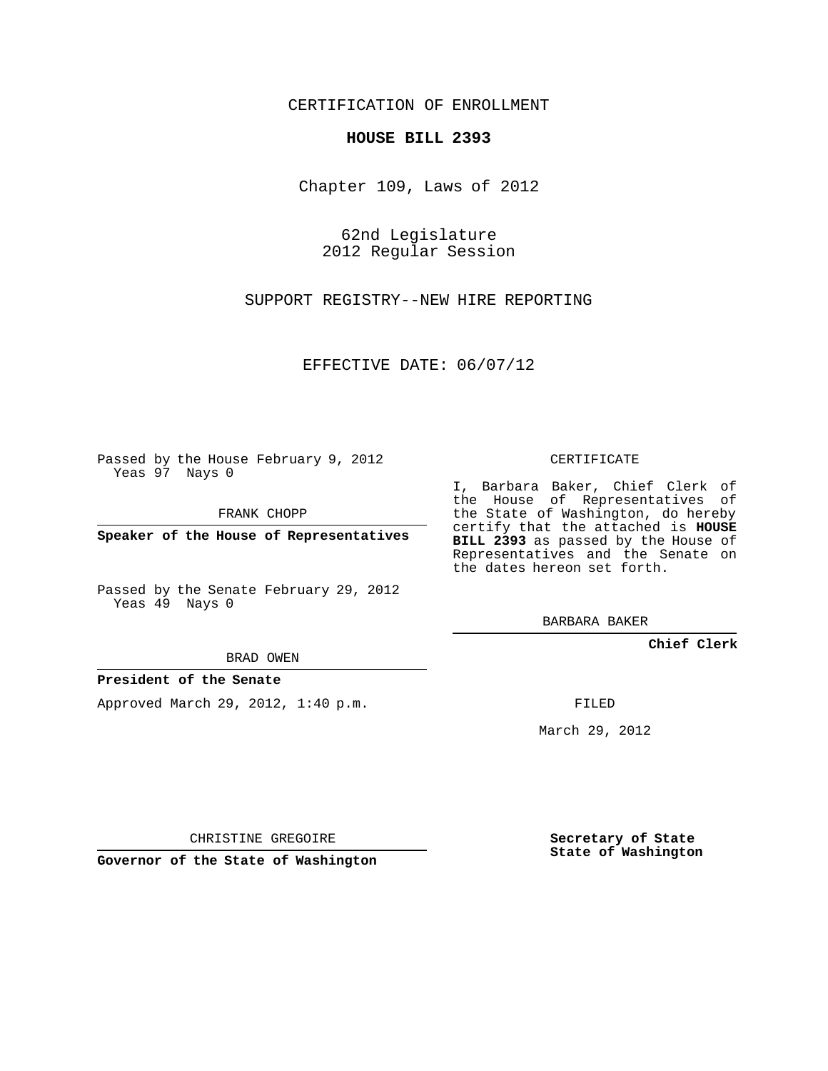CERTIFICATION OF ENROLLMENT

**HOUSE BILL 2393**

Chapter 109, Laws of 2012

62nd Legislature
2012 Regular Session

SUPPORT REGISTRY--NEW HIRE REPORTING

EFFECTIVE DATE: 06/07/12

Passed by the House February 9, 2012
Yeas 97 Nays 0

FRANK CHOPP

**Speaker of the House of Representatives**

Passed by the Senate February 29, 2012
Yeas 49 Nays 0

BRAD OWEN

**President of the Senate**

Approved March 29, 2012, 1:40 p.m.

CHRISTINE GREGOIRE

**Governor of the State of Washington**

CERTIFICATE

I, Barbara Baker, Chief Clerk of the House of Representatives of the State of Washington, do hereby certify that the attached is **HOUSE BILL 2393** as passed by the House of Representatives and the Senate on the dates hereon set forth.

BARBARA BAKER

**Chief Clerk**

FILED

March 29, 2012

**Secretary of State**
**State of Washington**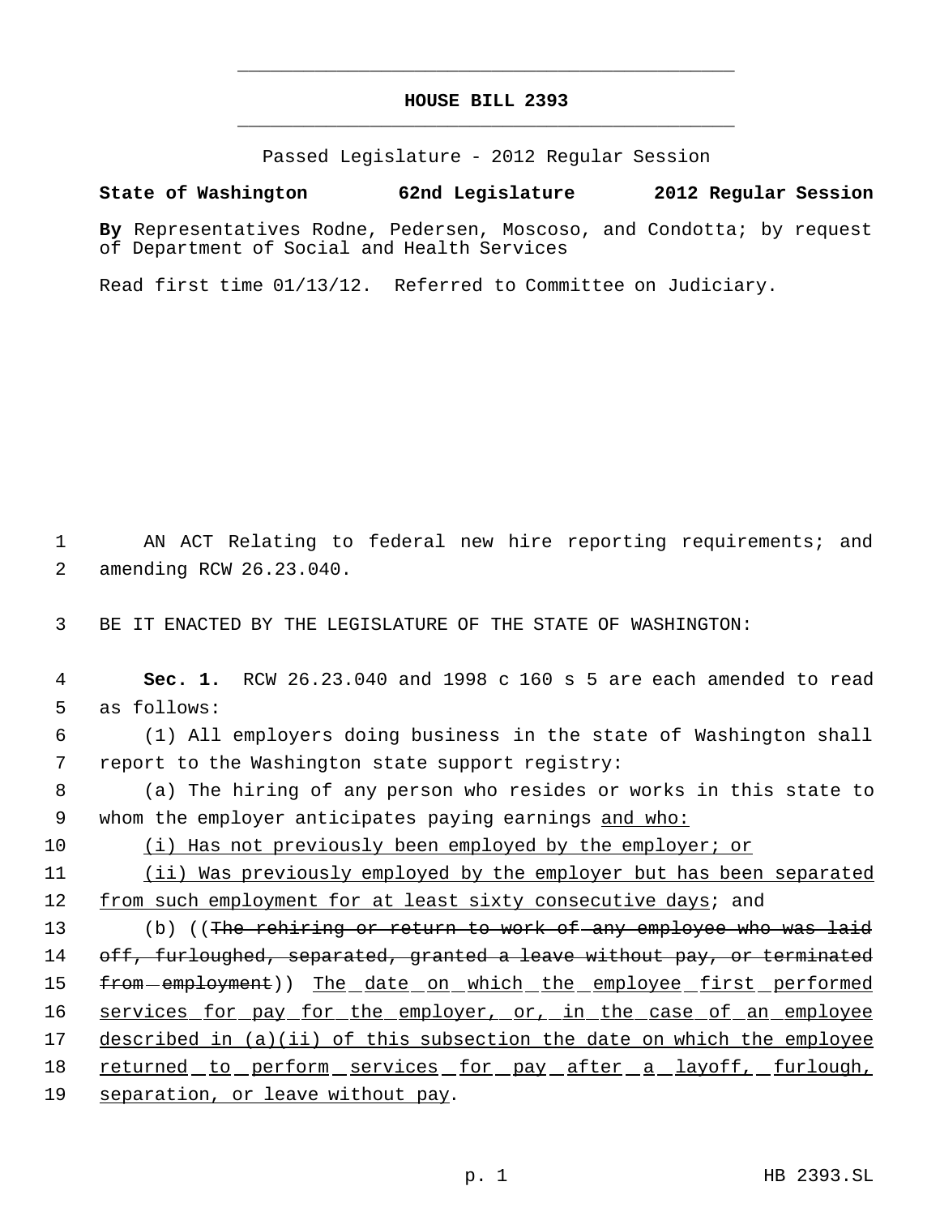# HOUSE BILL 2393

Passed Legislature - 2012 Regular Session

**State of Washington** **62nd Legislature** **2012 Regular Session**

**By** Representatives Rodne, Pedersen, Moscoso, and Condotta; by request of Department of Social and Health Services

Read first time 01/13/12. Referred to Committee on Judiciary.

1 AN ACT Relating to federal new hire reporting requirements; and
2 amending RCW 26.23.040.

3 BE IT ENACTED BY THE LEGISLATURE OF THE STATE OF WASHINGTON:

4 **Sec. 1.** RCW 26.23.040 and 1998 c 160 s 5 are each amended to read
5 as follows:

6 (1) All employers doing business in the state of Washington shall
7 report to the Washington state support registry:

8 (a) The hiring of any person who resides or works in this state to
9 whom the employer anticipates paying earnings <u>and who:</u>

10 <u>(i) Has not previously been employed by the employer; or</u>

11 <u>(ii) Was previously employed by the employer but has been separated</u>
12 <u>from such employment for at least sixty consecutive days</u>; and

13 (b) ((~~The rehiring or return to work of any employee who was laid~~
14 ~~off, furloughed, separated, granted a leave without pay, or terminated~~
15 ~~from employment~~)) <u>The date on which the employee first performed</u>
16 <u>services for pay for the employer, or, in the case of an employee</u>
17 <u>described in (a)(ii) of this subsection the date on which the employee</u>
18 <u>returned to perform services for pay after a layoff, furlough,</u>
19 <u>separation, or leave without pay</u>.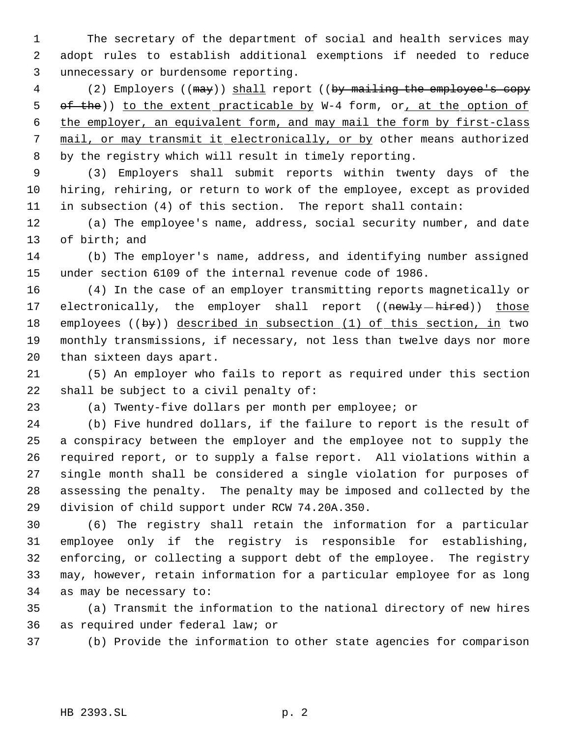The secretary of the department of social and health services may adopt rules to establish additional exemptions if needed to reduce unnecessary or burdensome reporting.

(2) Employers ((~~may~~)) <u>shall</u> report ((~~by mailing the employee's copy of the~~)) <u>to the extent practicable by</u> W-4 form, or<u>, at the option of the employer, an equivalent form, and may mail the form by first-class mail, or may transmit it electronically, or by</u> other means authorized by the registry which will result in timely reporting.

(3) Employers shall submit reports within twenty days of the hiring, rehiring, or return to work of the employee, except as provided in subsection (4) of this section. The report shall contain:

(a) The employee's name, address, social security number, and date of birth; and

(b) The employer's name, address, and identifying number assigned under section 6109 of the internal revenue code of 1986.

(4) In the case of an employer transmitting reports magnetically or electronically, the employer shall report ((~~newly hired~~)) <u>those</u> employees ((~~by~~)) <u>described in subsection (1) of this section, in</u> two monthly transmissions, if necessary, not less than twelve days nor more than sixteen days apart.

(5) An employer who fails to report as required under this section shall be subject to a civil penalty of:

(a) Twenty-five dollars per month per employee; or

(b) Five hundred dollars, if the failure to report is the result of a conspiracy between the employer and the employee not to supply the required report, or to supply a false report. All violations within a single month shall be considered a single violation for purposes of assessing the penalty. The penalty may be imposed and collected by the division of child support under RCW 74.20A.350.

(6) The registry shall retain the information for a particular employee only if the registry is responsible for establishing, enforcing, or collecting a support debt of the employee. The registry may, however, retain information for a particular employee for as long as may be necessary to:

(a) Transmit the information to the national directory of new hires as required under federal law; or

(b) Provide the information to other state agencies for comparison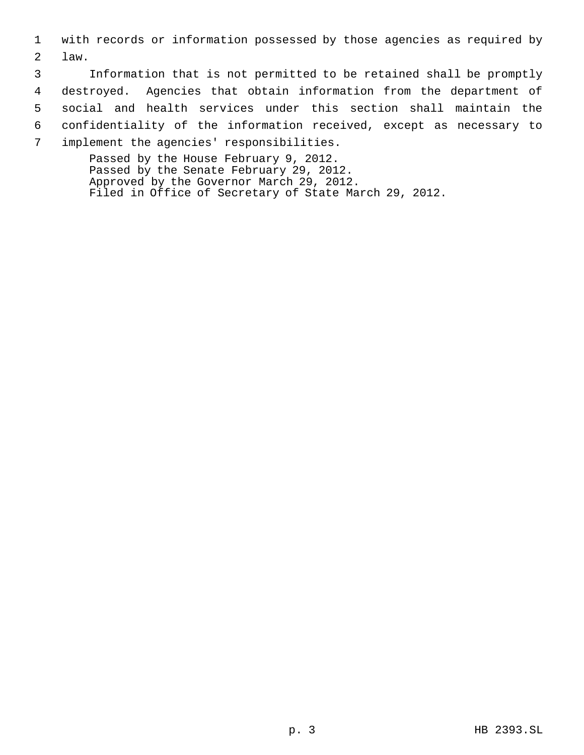with records or information possessed by those agencies as required by law.

Information that is not permitted to be retained shall be promptly destroyed. Agencies that obtain information from the department of social and health services under this section shall maintain the confidentiality of the information received, except as necessary to implement the agencies' responsibilities.

Passed by the House February 9, 2012.
Passed by the Senate February 29, 2012.
Approved by the Governor March 29, 2012.
Filed in Office of Secretary of State March 29, 2012.